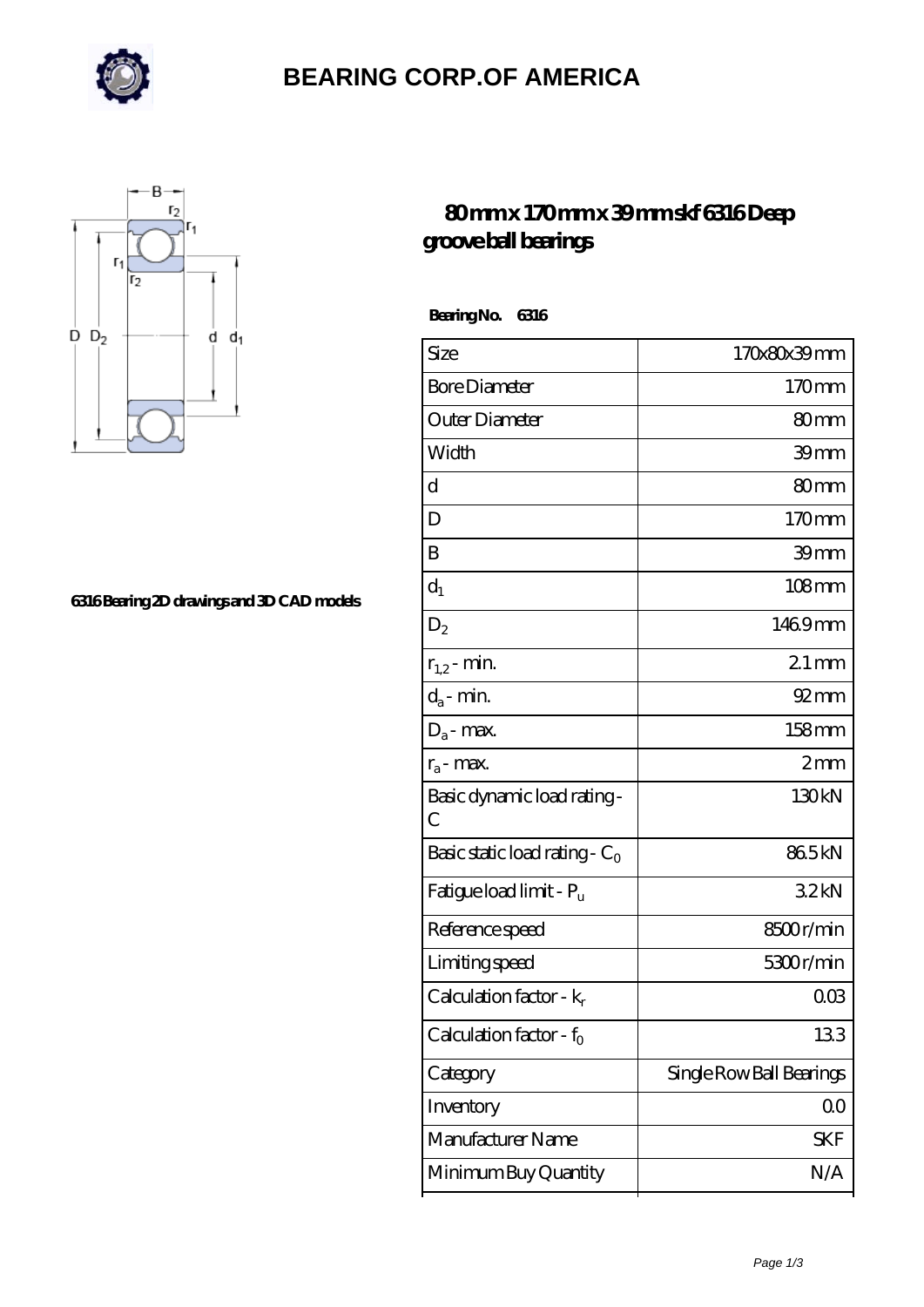# BEARING CORP.OF AMERICA

6316 Bearing 2D drawings and 3D CAD models

## 80 mm x 170 mm x 39 mm skf 6316 Deep groove ball bearings

**Bearing No. 6316**

| Size | 170x80x39 mm |
|---|---|
| Bore Diameter | 170 mm |
| Outer Diameter | 80 mm |
| Width | 39 mm |
| d | 80 mm |
| D | 170 mm |
| B | 39 mm |
| $d_1$ | 108 mm |
| $D_2$ | 146.9 mm |
| $r_{1,2}$ - min. | 2.1 mm |
| $d_a$ - min. | 92 mm |
| $D_a$ - max. | 158 mm |
| $r_a$ - max. | 2 mm |
| Basic dynamic load rating - C | 130 kN |
| Basic static load rating - $C_0$ | 86.5 kN |
| Fatigue load limit - $P_u$ | 3.2 kN |
| Reference speed | 8500 r/min |
| Limiting speed | 5300 r/min |
| Calculation factor - $k_r$ | 0.03 |
| Calculation factor - $f_0$ | 13.3 |
| Category | Single Row Ball Bearings |
| Inventory | 0.0 |
| Manufacturer Name | SKF |
| Minimum Buy Quantity | N/A |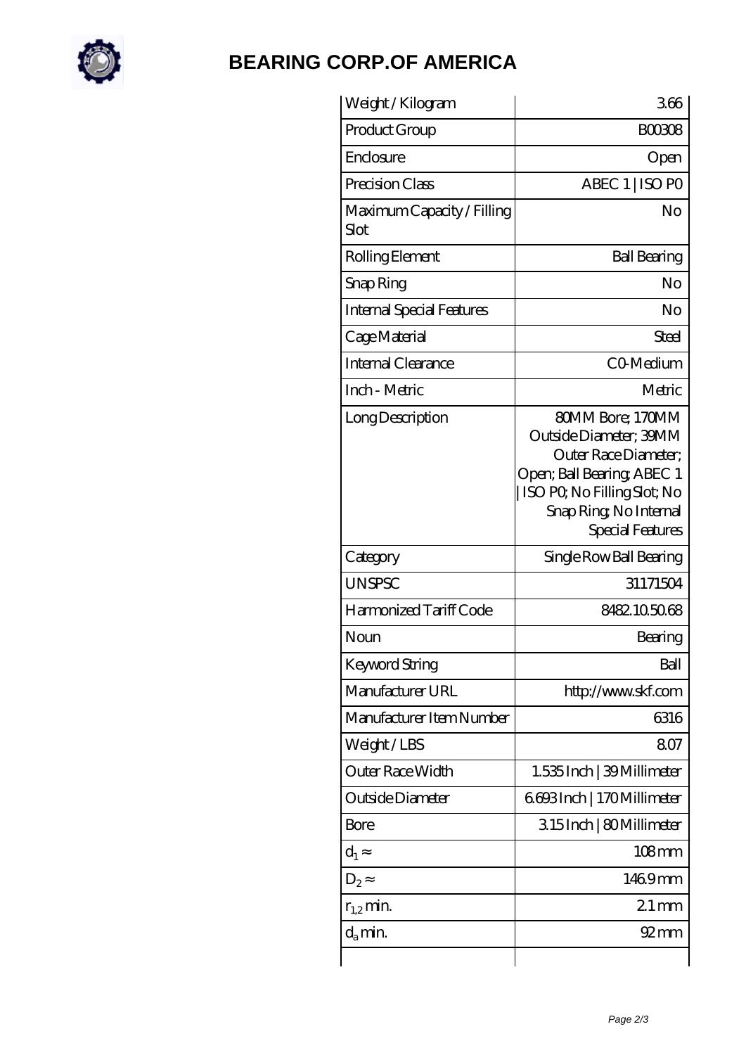# BEARING CORP.OF AMERICA

| Weight / Kilogram | 3.66 |
|---|---|
| Product Group | B00308 |
| Enclosure | Open |
| Precision Class | ABEC 1 \| ISO P0 |
| Maximum Capacity / Filling Slot | No |
| Rolling Element | Ball Bearing |
| Snap Ring | No |
| Internal Special Features | No |
| Cage Material | Steel |
| Internal Clearance | C0-Medium |
| Inch - Metric | Metric |
| Long Description | 80MM Bore; 170MM Outside Diameter; 39MM Outer Race Diameter; Open; Ball Bearing; ABEC 1 \| ISO P0; No Filling Slot; No Snap Ring; No Internal Special Features |
| Category | Single Row Ball Bearing |
| UNSPSC | 31171504 |
| Harmonized Tariff Code | 8482.10.50.68 |
| Noun | Bearing |
| Keyword String | Ball |
| Manufacturer URL | http://www.skf.com |
| Manufacturer Item Number | 6316 |
| Weight / LBS | 8.07 |
| Outer Race Width | 1.535 Inch \| 39 Millimeter |
| Outside Diameter | 6.693 Inch \| 170 Millimeter |
| Bore | 3.15 Inch \| 80 Millimeter |
| $d_1 \approx$ | 108 mm |
| $D_2 \approx$ | 146.9 mm |
| $r_{1,2}$ min. | 2.1 mm |
| $d_a$ min. | 92 mm |
| | |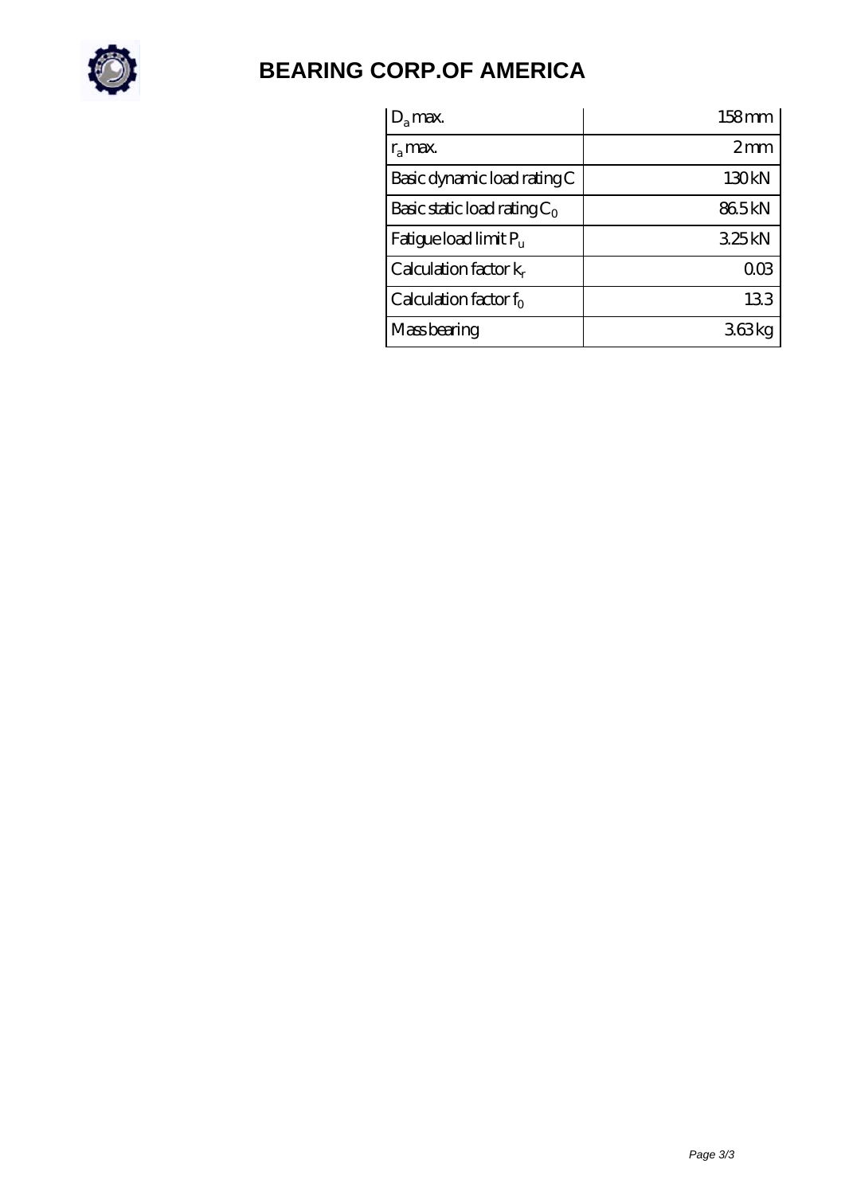| | |
|---|---|
| $D_a$ max. | 158 mm |
| $r_a$ max. | 2 mm |
| Basic dynamic load rating C | 130 kN |
| Basic static load rating $C_0$ | 86.5 kN |
| Fatigue load limit $P_u$ | 3.25 kN |
| Calculation factor $k_r$ | 0.03 |
| Calculation factor $f_0$ | 13.3 |
| Mass bearing | 3.63 kg |